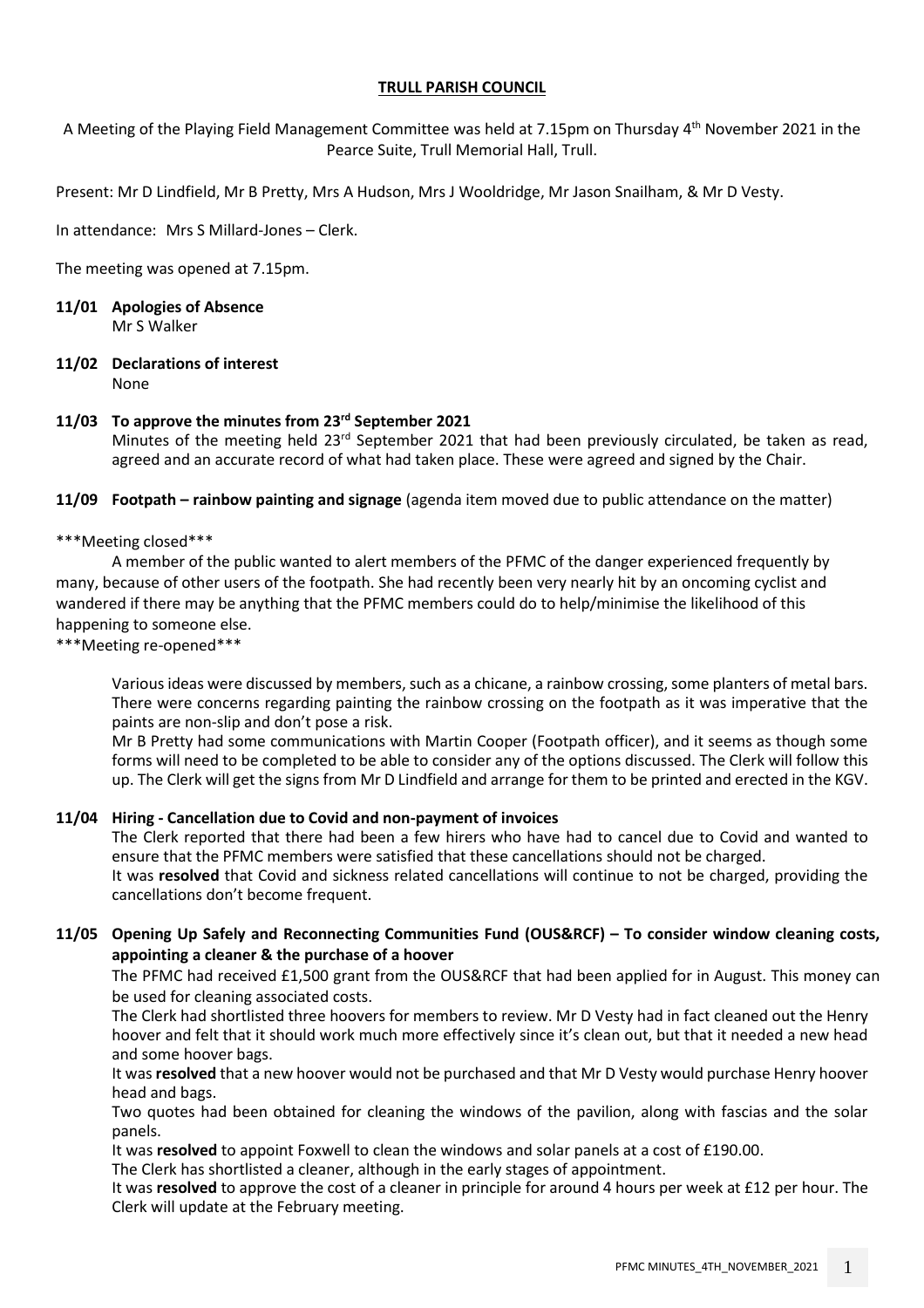# TRULL PARISH COUNCIL

A Meeting of the Playing Field Management Committee was held at 7.15pm on Thursday 4th November 2021 in the Pearce Suite, Trull Memorial Hall, Trull.

Present: Mr D Lindfield, Mr B Pretty, Mrs A Hudson, Mrs J Wooldridge, Mr Jason Snailham, & Mr D Vesty.

In attendance: Mrs S Millard-Jones – Clerk.

The meeting was opened at 7.15pm.

**11/01 Apologies of Absence**

Mr S Walker

**11/02 Declarations of interest**

None

**11/03 To approve the minutes from 23rd September 2021**

Minutes of the meeting held 23rd September 2021 that had been previously circulated, be taken as read, agreed and an accurate record of what had taken place. These were agreed and signed by the Chair.

**11/09 Footpath – rainbow painting and signage** (agenda item moved due to public attendance on the matter)

\*\*\*Meeting closed\*\*\*

A member of the public wanted to alert members of the PFMC of the danger experienced frequently by many, because of other users of the footpath. She had recently been very nearly hit by an oncoming cyclist and wandered if there may be anything that the PFMC members could do to help/minimise the likelihood of this happening to someone else.

\*\*\*Meeting re-opened\*\*\*

Various ideas were discussed by members, such as a chicane, a rainbow crossing, some planters of metal bars. There were concerns regarding painting the rainbow crossing on the footpath as it was imperative that the paints are non-slip and don't pose a risk.

Mr B Pretty had some communications with Martin Cooper (Footpath officer), and it seems as though some forms will need to be completed to be able to consider any of the options discussed. The Clerk will follow this up. The Clerk will get the signs from Mr D Lindfield and arrange for them to be printed and erected in the KGV.

**11/04 Hiring - Cancellation due to Covid and non-payment of invoices**

The Clerk reported that there had been a few hirers who have had to cancel due to Covid and wanted to ensure that the PFMC members were satisfied that these cancellations should not be charged.

It was **resolved** that Covid and sickness related cancellations will continue to not be charged, providing the cancellations don't become frequent.

**11/05 Opening Up Safely and Reconnecting Communities Fund (OUS&RCF) – To consider window cleaning costs, appointing a cleaner & the purchase of a hoover**

The PFMC had received £1,500 grant from the OUS&RCF that had been applied for in August. This money can be used for cleaning associated costs.

The Clerk had shortlisted three hoovers for members to review. Mr D Vesty had in fact cleaned out the Henry hoover and felt that it should work much more effectively since it's clean out, but that it needed a new head and some hoover bags.

It was **resolved** that a new hoover would not be purchased and that Mr D Vesty would purchase Henry hoover head and bags.

Two quotes had been obtained for cleaning the windows of the pavilion, along with fascias and the solar panels.

It was **resolved** to appoint Foxwell to clean the windows and solar panels at a cost of £190.00.

The Clerk has shortlisted a cleaner, although in the early stages of appointment.

It was **resolved** to approve the cost of a cleaner in principle for around 4 hours per week at £12 per hour. The Clerk will update at the February meeting.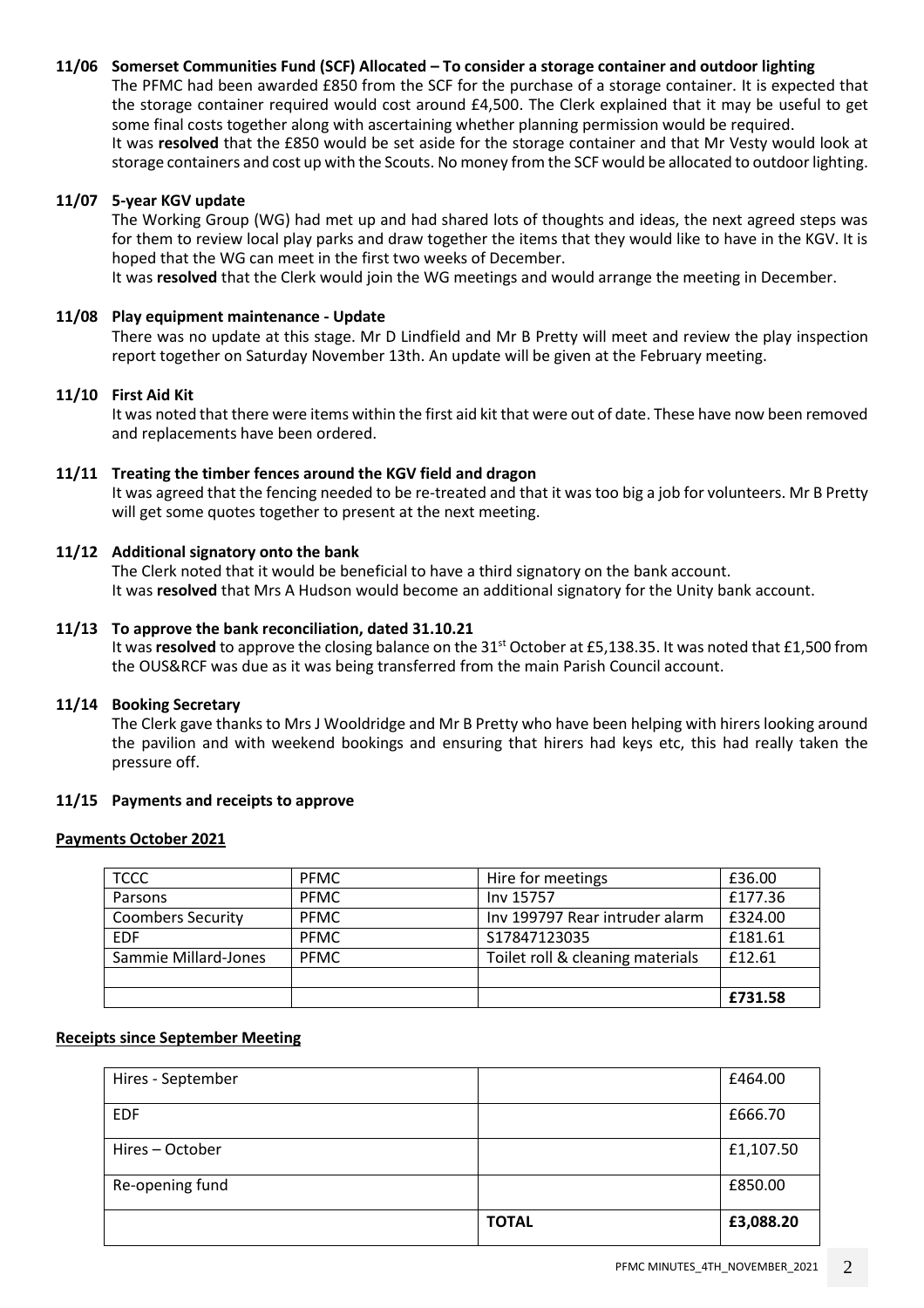**11/06 Somerset Communities Fund (SCF) Allocated – To consider a storage container and outdoor lighting**

The PFMC had been awarded £850 from the SCF for the purchase of a storage container. It is expected that the storage container required would cost around £4,500. The Clerk explained that it may be useful to get some final costs together along with ascertaining whether planning permission would be required.

It was **resolved** that the £850 would be set aside for the storage container and that Mr Vesty would look at storage containers and cost up with the Scouts. No money from the SCF would be allocated to outdoor lighting.

**11/07 5-year KGV update**

The Working Group (WG) had met up and had shared lots of thoughts and ideas, the next agreed steps was for them to review local play parks and draw together the items that they would like to have in the KGV. It is hoped that the WG can meet in the first two weeks of December.

It was **resolved** that the Clerk would join the WG meetings and would arrange the meeting in December.

**11/08 Play equipment maintenance - Update**

There was no update at this stage. Mr D Lindfield and Mr B Pretty will meet and review the play inspection report together on Saturday November 13th. An update will be given at the February meeting.

**11/10 First Aid Kit**

It was noted that there were items within the first aid kit that were out of date. These have now been removed and replacements have been ordered.

**11/11 Treating the timber fences around the KGV field and dragon**

It was agreed that the fencing needed to be re-treated and that it was too big a job for volunteers. Mr B Pretty will get some quotes together to present at the next meeting.

**11/12 Additional signatory onto the bank**

The Clerk noted that it would be beneficial to have a third signatory on the bank account.

It was **resolved** that Mrs A Hudson would become an additional signatory for the Unity bank account.

**11/13 To approve the bank reconciliation, dated 31.10.21**

It was **resolved** to approve the closing balance on the 31st October at £5,138.35. It was noted that £1,500 from the OUS&RCF was due as it was being transferred from the main Parish Council account.

**11/14 Booking Secretary**

The Clerk gave thanks to Mrs J Wooldridge and Mr B Pretty who have been helping with hirers looking around the pavilion and with weekend bookings and ensuring that hirers had keys etc, this had really taken the pressure off.

**11/15 Payments and receipts to approve**

**Payments October 2021**

| TCCC | PFMC | Hire for meetings | £36.00 |
|---|---|---|---|
| Parsons | PFMC | Inv 15757 | £177.36 |
| Coombers Security | PFMC | Inv 199797 Rear intruder alarm | £324.00 |
| EDF | PFMC | S17847123035 | £181.61 |
| Sammie Millard-Jones | PFMC | Toilet roll & cleaning materials | £12.61 |
| | | | |
| | | | **£731.58** |

**Receipts since September Meeting**

| Hires - September | | £464.00 |
|---|---|---|
| EDF | | £666.70 |
| Hires – October | | £1,107.50 |
| Re-opening fund | | £850.00 |
| | **TOTAL** | **£3,088.20** |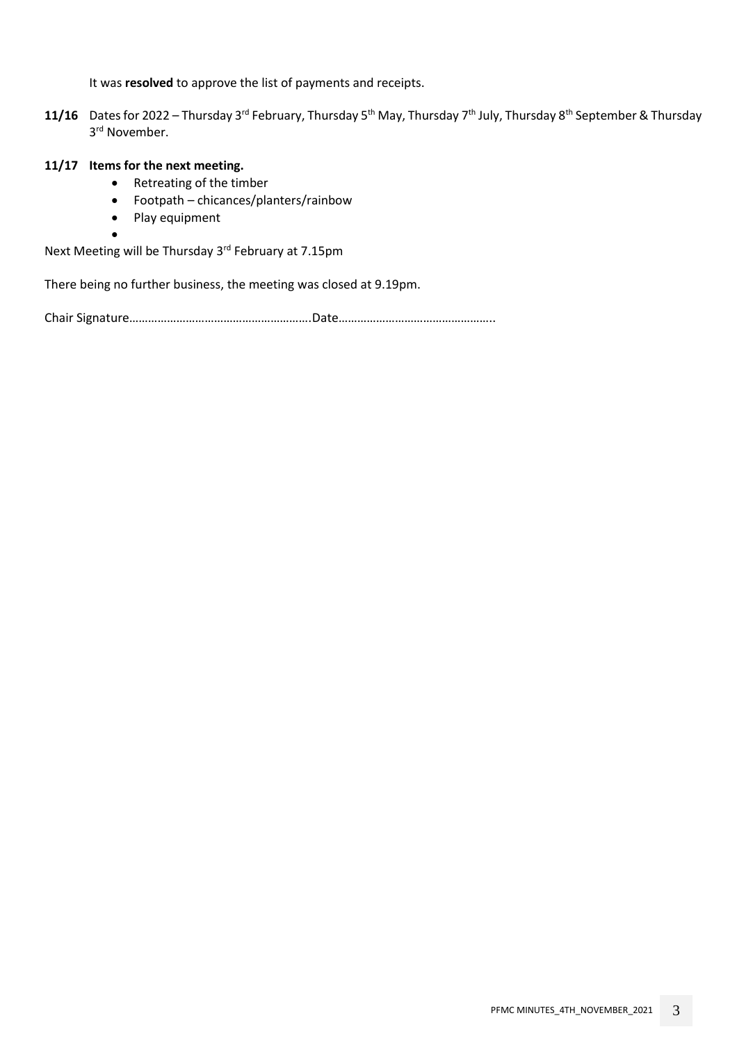It was **resolved** to approve the list of payments and receipts.

**11/16** Dates for 2022 – Thursday 3rd February, Thursday 5th May, Thursday 7th July, Thursday 8th September & Thursday 3rd November.

**11/17 Items for the next meeting.**

- Retreating of the timber
- Footpath – chicances/planters/rainbow
- Play equipment
-

Next Meeting will be Thursday 3rd February at 7.15pm

There being no further business, the meeting was closed at 9.19pm.

Chair Signature………………………………………………….Date…………………………………………..